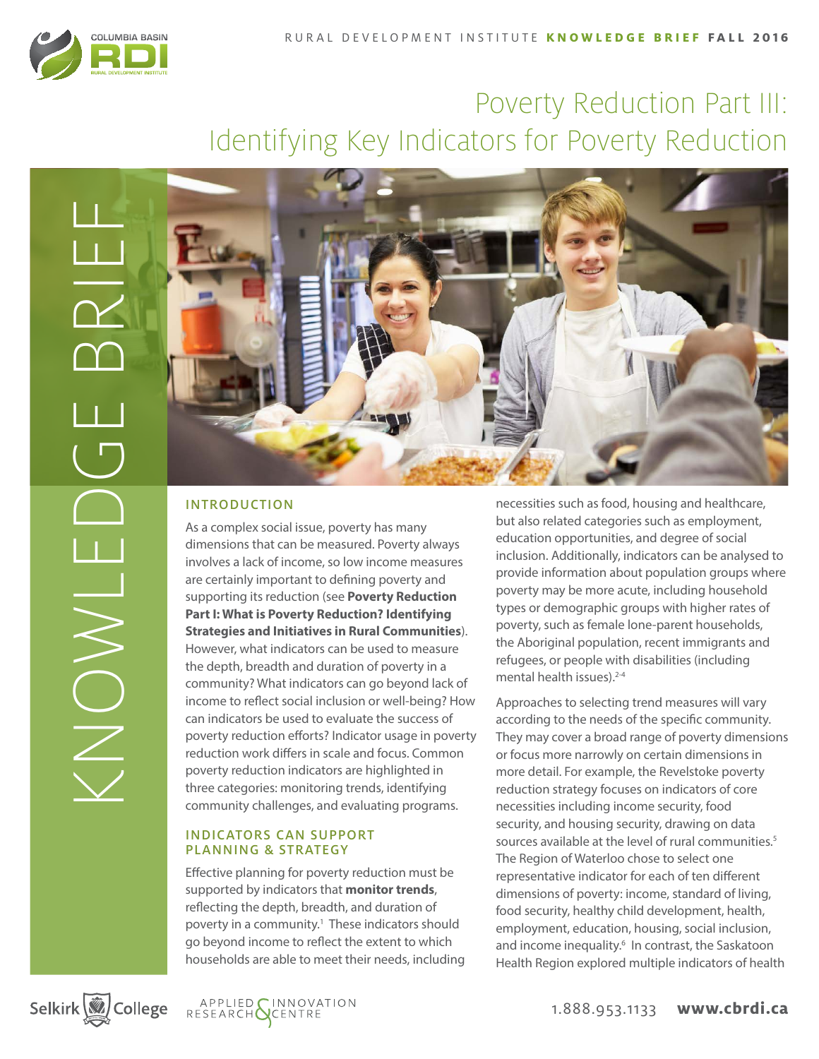# Poverty Reduction Part III: Identifying Key Indicators for Poverty Reduction

KNOWLEDGE BRIEF

## INTRODUCTION

As a complex social issue, poverty has many dimensions that can be measured. Poverty always involves a lack of income, so low income measures are certainly important to defining poverty and supporting its reduction (see **Poverty Reduction Part I: What is Poverty Reduction? Identifying Strategies and Initiatives in Rural Communities**). However, what indicators can be used to measure the depth, breadth and duration of poverty in a community? What indicators can go beyond lack of income to reflect social inclusion or well-being? How can indicators be used to evaluate the success of poverty reduction efforts? Indicator usage in poverty reduction work differs in scale and focus. Common poverty reduction indicators are highlighted in three categories: monitoring trends, identifying community challenges, and evaluating programs.

## INDICATORS CAN SUPPORT PLANNING & STRATEGY

Effective planning for poverty reduction must be supported by indicators that **monitor trends**, reflecting the depth, breadth, and duration of poverty in a community.[1] These indicators should go beyond income to reflect the extent to which households are able to meet their needs, including necessities such as food, housing and healthcare, but also related categories such as employment, education opportunities, and degree of social inclusion. Additionally, indicators can be analysed to provide information about population groups where poverty may be more acute, including household types or demographic groups with higher rates of poverty, such as female lone-parent households, the Aboriginal population, recent immigrants and refugees, or people with disabilities (including mental health issues).[2-4]

Approaches to selecting trend measures will vary according to the needs of the specific community. They may cover a broad range of poverty dimensions or focus more narrowly on certain dimensions in more detail. For example, the Revelstoke poverty reduction strategy focuses on indicators of core necessities including income security, food security, and housing security, drawing on data sources available at the level of rural communities.[5] The Region of Waterloo chose to select one representative indicator for each of ten different dimensions of poverty: income, standard of living, food security, healthy child development, health, employment, education, housing, social inclusion, and income inequality.[6] In contrast, the Saskatoon Health Region explored multiple indicators of health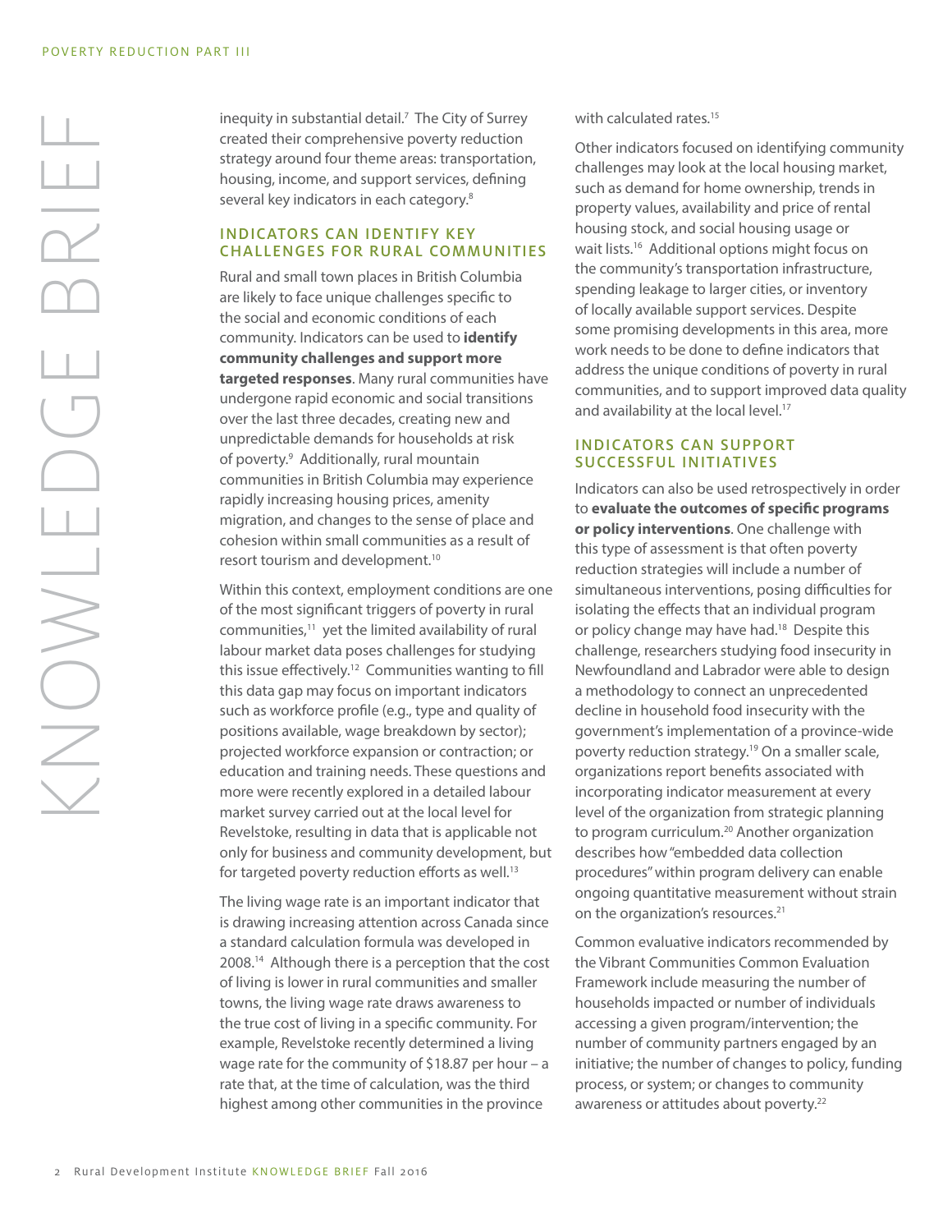inequity in substantial detail.[7] The City of Surrey created their comprehensive poverty reduction strategy around four theme areas: transportation, housing, income, and support services, defining several key indicators in each category.[8]

## INDICATORS CAN IDENTIFY KEY CHALLENGES FOR RURAL COMMUNITIES

Rural and small town places in British Columbia are likely to face unique challenges specific to the social and economic conditions of each community. Indicators can be used to **identify community challenges and support more targeted responses**. Many rural communities have undergone rapid economic and social transitions over the last three decades, creating new and unpredictable demands for households at risk of poverty.[9] Additionally, rural mountain communities in British Columbia may experience rapidly increasing housing prices, amenity migration, and changes to the sense of place and cohesion within small communities as a result of resort tourism and development.[10]

Within this context, employment conditions are one of the most significant triggers of poverty in rural communities,[11] yet the limited availability of rural labour market data poses challenges for studying this issue effectively.[12] Communities wanting to fill this data gap may focus on important indicators such as workforce profile (e.g., type and quality of positions available, wage breakdown by sector); projected workforce expansion or contraction; or education and training needs. These questions and more were recently explored in a detailed labour market survey carried out at the local level for Revelstoke, resulting in data that is applicable not only for business and community development, but for targeted poverty reduction efforts as well.[13]

The living wage rate is an important indicator that is drawing increasing attention across Canada since a standard calculation formula was developed in 2008.[14] Although there is a perception that the cost of living is lower in rural communities and smaller towns, the living wage rate draws awareness to the true cost of living in a specific community. For example, Revelstoke recently determined a living wage rate for the community of $18.87 per hour – a rate that, at the time of calculation, was the third highest among other communities in the province with calculated rates.[15]

Other indicators focused on identifying community challenges may look at the local housing market, such as demand for home ownership, trends in property values, availability and price of rental housing stock, and social housing usage or wait lists.[16] Additional options might focus on the community's transportation infrastructure, spending leakage to larger cities, or inventory of locally available support services. Despite some promising developments in this area, more work needs to be done to define indicators that address the unique conditions of poverty in rural communities, and to support improved data quality and availability at the local level.[17]

## INDICATORS CAN SUPPORT SUCCESSFUL INITIATIVES

Indicators can also be used retrospectively in order to **evaluate the outcomes of specific programs or policy interventions**. One challenge with this type of assessment is that often poverty reduction strategies will include a number of simultaneous interventions, posing difficulties for isolating the effects that an individual program or policy change may have had.[18] Despite this challenge, researchers studying food insecurity in Newfoundland and Labrador were able to design a methodology to connect an unprecedented decline in household food insecurity with the government's implementation of a province-wide poverty reduction strategy.[19] On a smaller scale, organizations report benefits associated with incorporating indicator measurement at every level of the organization from strategic planning to program curriculum.[20] Another organization describes how "embedded data collection procedures" within program delivery can enable ongoing quantitative measurement without strain on the organization's resources.[21]

Common evaluative indicators recommended by the Vibrant Communities Common Evaluation Framework include measuring the number of households impacted or number of individuals accessing a given program/intervention; the number of community partners engaged by an initiative; the number of changes to policy, funding process, or system; or changes to community awareness or attitudes about poverty.[22]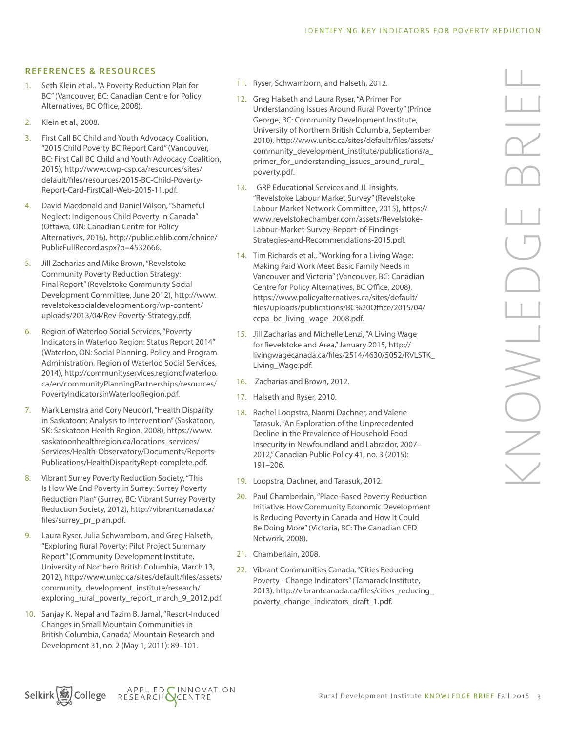## REFERENCES & RESOURCES

1. Seth Klein et al., "A Poverty Reduction Plan for BC" (Vancouver, BC: Canadian Centre for Policy Alternatives, BC Office, 2008).
2. Klein et al., 2008.
3. First Call BC Child and Youth Advocacy Coalition, "2015 Child Poverty BC Report Card" (Vancouver, BC: First Call BC Child and Youth Advocacy Coalition, 2015), http://www.cwp-csp.ca/resources/sites/default/files/resources/2015-BC-Child-Poverty-Report-Card-FirstCall-Web-2015-11.pdf.
4. David Macdonald and Daniel Wilson, "Shameful Neglect: Indigenous Child Poverty in Canada" (Ottawa, ON: Canadian Centre for Policy Alternatives, 2016), http://public.eblib.com/choice/PublicFullRecord.aspx?p=4532666.
5. Jill Zacharias and Mike Brown, "Revelstoke Community Poverty Reduction Strategy: Final Report" (Revelstoke Community Social Development Committee, June 2012), http://www.revelstokesocialdevelopment.org/wp-content/uploads/2013/04/Rev-Poverty-Strategy.pdf.
6. Region of Waterloo Social Services, "Poverty Indicators in Waterloo Region: Status Report 2014" (Waterloo, ON: Social Planning, Policy and Program Administration, Region of Waterloo Social Services, 2014), http://communityservices.regionofwaterloo.ca/en/communityPlanningPartnerships/resources/PovertyIndicatorsinWaterlooRegion.pdf.
7. Mark Lemstra and Cory Neudorf, "Health Disparity in Saskatoon: Analysis to Intervention" (Saskatoon, SK: Saskatoon Health Region, 2008), https://www.saskatoonhealthregion.ca/locations_services/Services/Health-Observatory/Documents/Reports-Publications/HealthDisparityRept-complete.pdf.
8. Vibrant Surrey Poverty Reduction Society, "This Is How We End Poverty in Surrey: Surrey Poverty Reduction Plan" (Surrey, BC: Vibrant Surrey Poverty Reduction Society, 2012), http://vibrantcanada.ca/files/surrey_pr_plan.pdf.
9. Laura Ryser, Julia Schwamborn, and Greg Halseth, "Exploring Rural Poverty: Pilot Project Summary Report" (Community Development Institute, University of Northern British Columbia, March 13, 2012), http://www.unbc.ca/sites/default/files/assets/community_development_institute/research/exploring_rural_poverty_report_march_9_2012.pdf.
10. Sanjay K. Nepal and Tazim B. Jamal, "Resort-Induced Changes in Small Mountain Communities in British Columbia, Canada," Mountain Research and Development 31, no. 2 (May 1, 2011): 89–101.
11. Ryser, Schwamborn, and Halseth, 2012.
12. Greg Halseth and Laura Ryser, "A Primer For Understanding Issues Around Rural Poverty" (Prince George, BC: Community Development Institute, University of Northern British Columbia, September 2010), http://www.unbc.ca/sites/default/files/assets/community_development_institute/publications/a_primer_for_understanding_issues_around_rural_poverty.pdf.
13. GRP Educational Services and JL Insights, "Revelstoke Labour Market Survey" (Revelstoke Labour Market Network Committee, 2015), https://www.revelstokechamber.com/assets/Revelstoke-Labour-Market-Survey-Report-of-Findings-Strategies-and-Recommendations-2015.pdf.
14. Tim Richards et al., "Working for a Living Wage: Making Paid Work Meet Basic Family Needs in Vancouver and Victoria" (Vancouver, BC: Canadian Centre for Policy Alternatives, BC Office, 2008), https://www.policyalternatives.ca/sites/default/files/uploads/publications/BC%20Office/2015/04/ccpa_bc_living_wage_2008.pdf.
15. Jill Zacharias and Michelle Lenzi, "A Living Wage for Revelstoke and Area," January 2015, http://livingwagecanada.ca/files/2514/4630/5052/RVLSTK_Living_Wage.pdf.
16. Zacharias and Brown, 2012.
17. Halseth and Ryser, 2010.
18. Rachel Loopstra, Naomi Dachner, and Valerie Tarasuk, "An Exploration of the Unprecedented Decline in the Prevalence of Household Food Insecurity in Newfoundland and Labrador, 2007–2012," Canadian Public Policy 41, no. 3 (2015): 191–206.
19. Loopstra, Dachner, and Tarasuk, 2012.
20. Paul Chamberlain, "Place-Based Poverty Reduction Initiative: How Community Economic Development Is Reducing Poverty in Canada and How It Could Be Doing More" (Victoria, BC: The Canadian CED Network, 2008).
21. Chamberlain, 2008.
22. Vibrant Communities Canada, "Cities Reducing Poverty - Change Indicators" (Tamarack Institute, 2013), http://vibrantcanada.ca/files/cities_reducing_poverty_change_indicators_draft_1.pdf.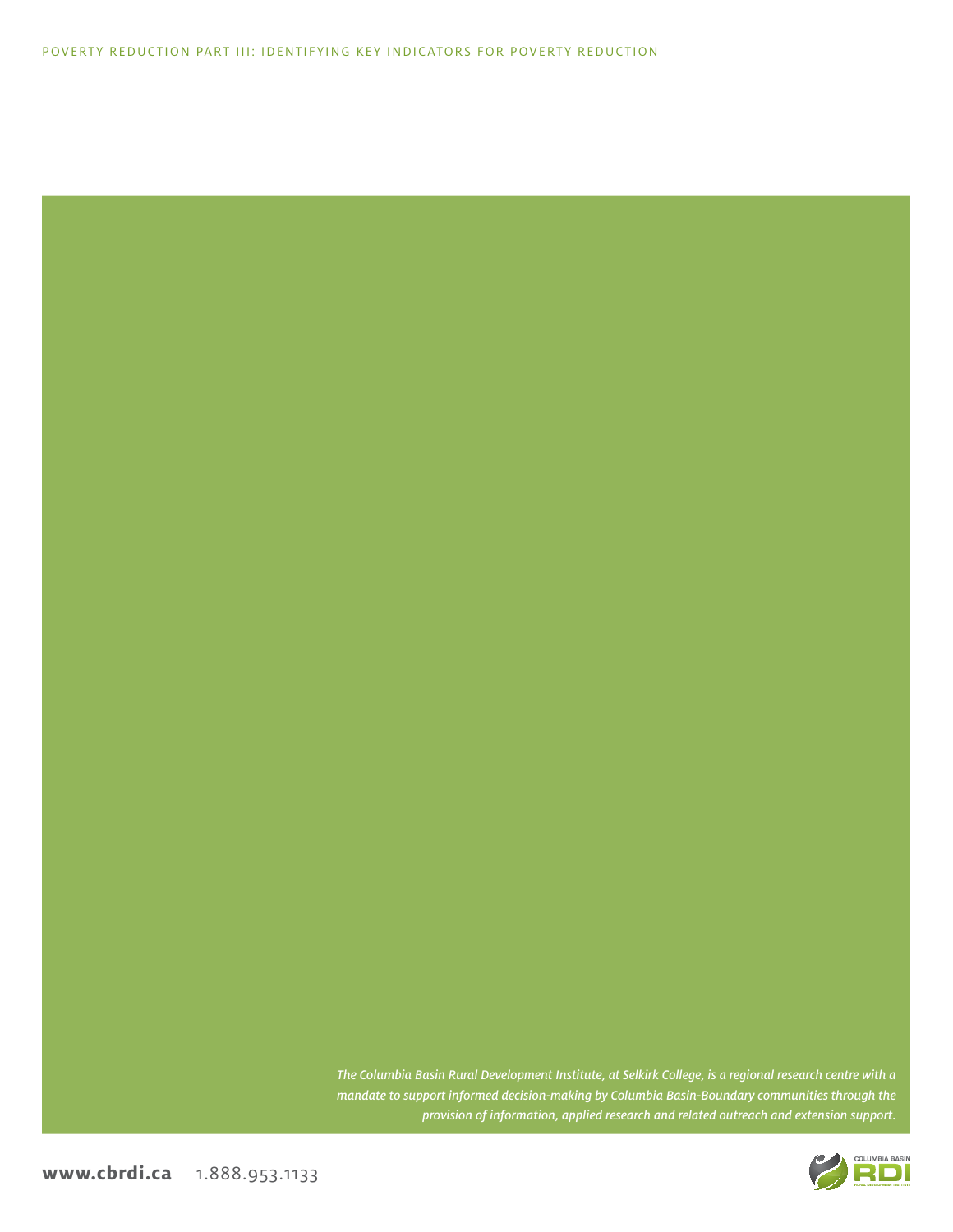*The Columbia Basin Rural Development Institute, at Selkirk College, is a regional research centre with a mandate to support informed decision-making by Columbia Basin-Boundary communities through the provision of information, applied research and related outreach and extension support.*

**www.cbrdi.ca** 1.888.953.1133